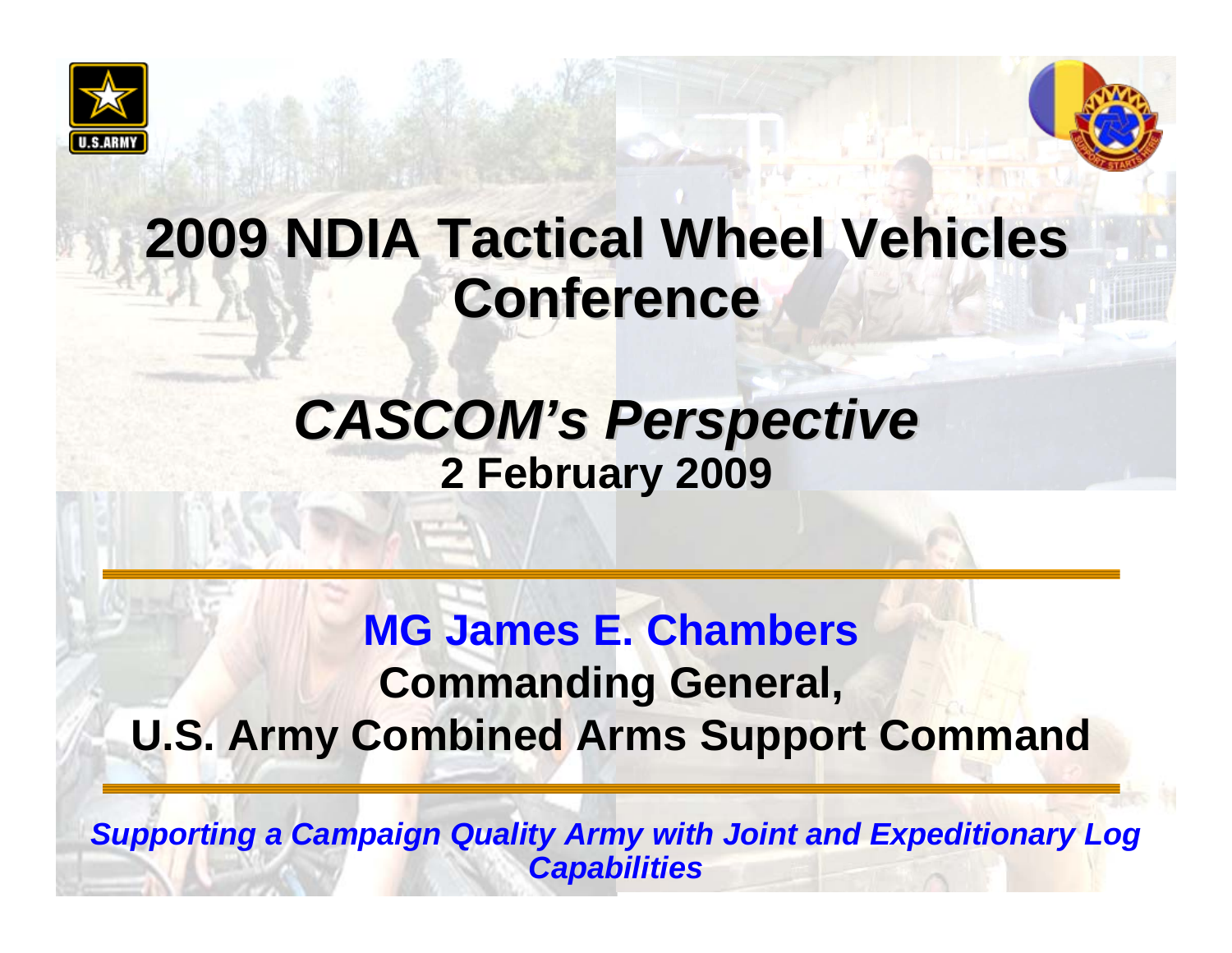# 2009 NDIA Tactical Wheel Vehicles Conference

## *CASCOM's Perspective*

**2 February 2009**

**MG James E. Chambers**

**Commanding General,**

**U.S. Army Combined Arms Support Command**

***Supporting a Campaign Quality Army with Joint and Expeditionary Log Capabilities***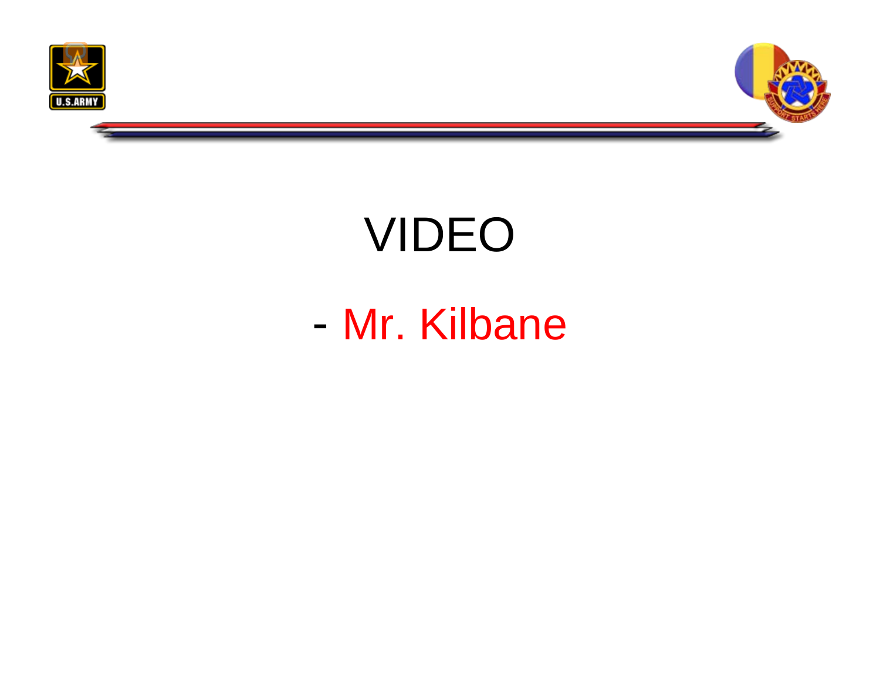# VIDEO

- Mr. Kilbane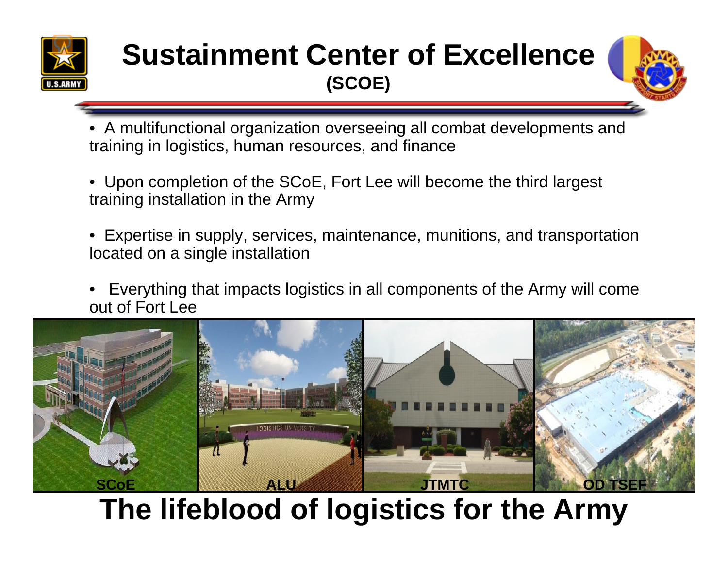# Sustainment Center of Excellence
## (SCOE)

- A multifunctional organization overseeing all combat developments and training in logistics, human resources, and finance
- Upon completion of the SCoE, Fort Lee will become the third largest training installation in the Army
- Expertise in supply, services, maintenance, munitions, and transportation located on a single installation
- Everything that impacts logistics in all components of the Army will come out of Fort Lee

SCoE | ALU | JTMTC | OD TSEF

**The lifeblood of logistics for the Army**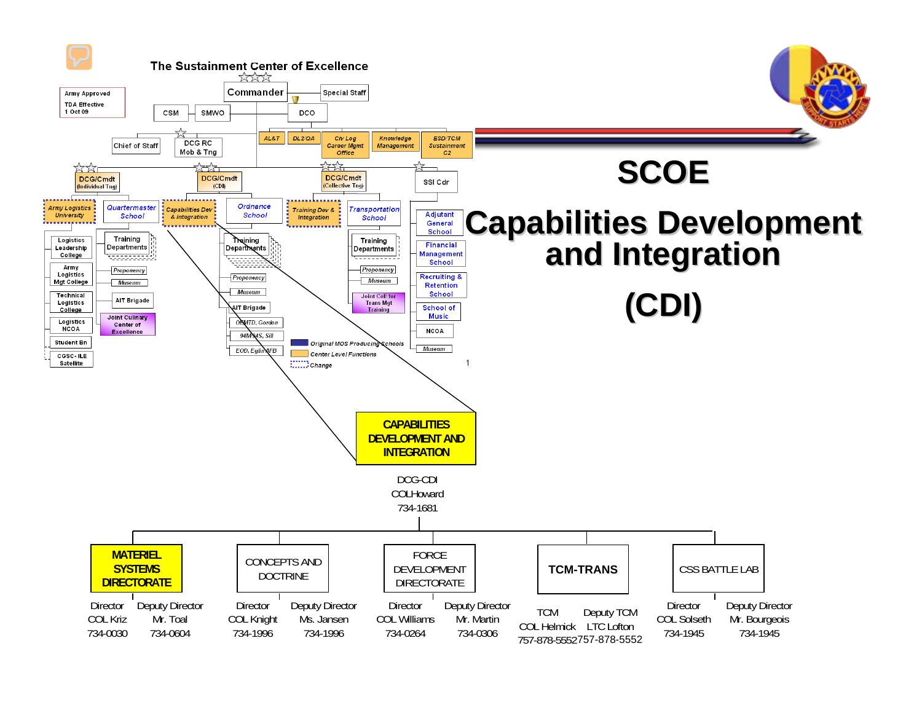# SCOE

# Capabilities Development and Integration (CDI)

## The Sustainment Center of Excellence

Army Approved
TDA Effective
1 Oct 09

- Commander
  - Special Staff
  - CSM
  - SMWO
  - DCO
    - AL&T
    - DL2/QA
    - Civ Log Career Mgmt Office
    - Knowledge Management
    - ESD/TCM Sustainment C2
  - Chief of Staff
  - DCG RC Mob & Tng
  - DCG/Cmdt (Individual Tng)
    - Army Logistics University
      - Logistics Leadership College
      - Army Logistics Mgt College
      - Technical Logistics College
      - Logistics NCOA
      - Student Bn
      - CGSC-ILE Satellite
    - Quartermaster School
      - Training Departments
      - Proponency
      - Museum
      - AIT Brigade
      - Joint Culinary Center of Excellence
  - DCG/Cmdt (CDI)
    - Capabilities Dev & Integration
    - Ordnance School
      - Training Departments
      - Proponency
      - Museum
      - AIT Brigade
      - OEMTD, Gordon
      - 94M/94S, Sill
      - EOD, Eglin AFB
  - DCG/Cmdt (Collective Tng)
    - Training Dev & Integration
    - Transportation School
      - Training Departments
      - Proponency
      - Museum
      - Joint CoE for Trans Mgt Training
  - SSI Cdr
    - Adjutant General School
    - Financial Management School
    - Recruiting & Retention School
    - School of Music
    - NCOA
    - Museum

Legend:
- Original MOS Producing Schools
- Center Level Functions
- Change

## CAPABILITIES DEVELOPMENT AND INTEGRATION

DCG-CDI
COL Howard
734-1681

| Directorate | Director | Deputy Director |
|---|---|---|
| MATERIEL SYSTEMS DIRECTORATE | COL Kriz 734-0030 | Mr. Toal 734-0604 |
| CONCEPTS AND DOCTRINE | COL Knight 734-1996 | Ms. Jansen 734-1996 |
| FORCE DEVELOPMENT DIRECTORATE | COL Williams 734-0264 | Mr. Martin 734-0306 |
| TCM-TRANS | TCM COL Helmick 757-878-5552 | Deputy TCM LTC Lofton 757-878-5552 |
| CSS BATTLE LAB | COL Solseth 734-1945 | Mr. Bourgeois 734-1945 |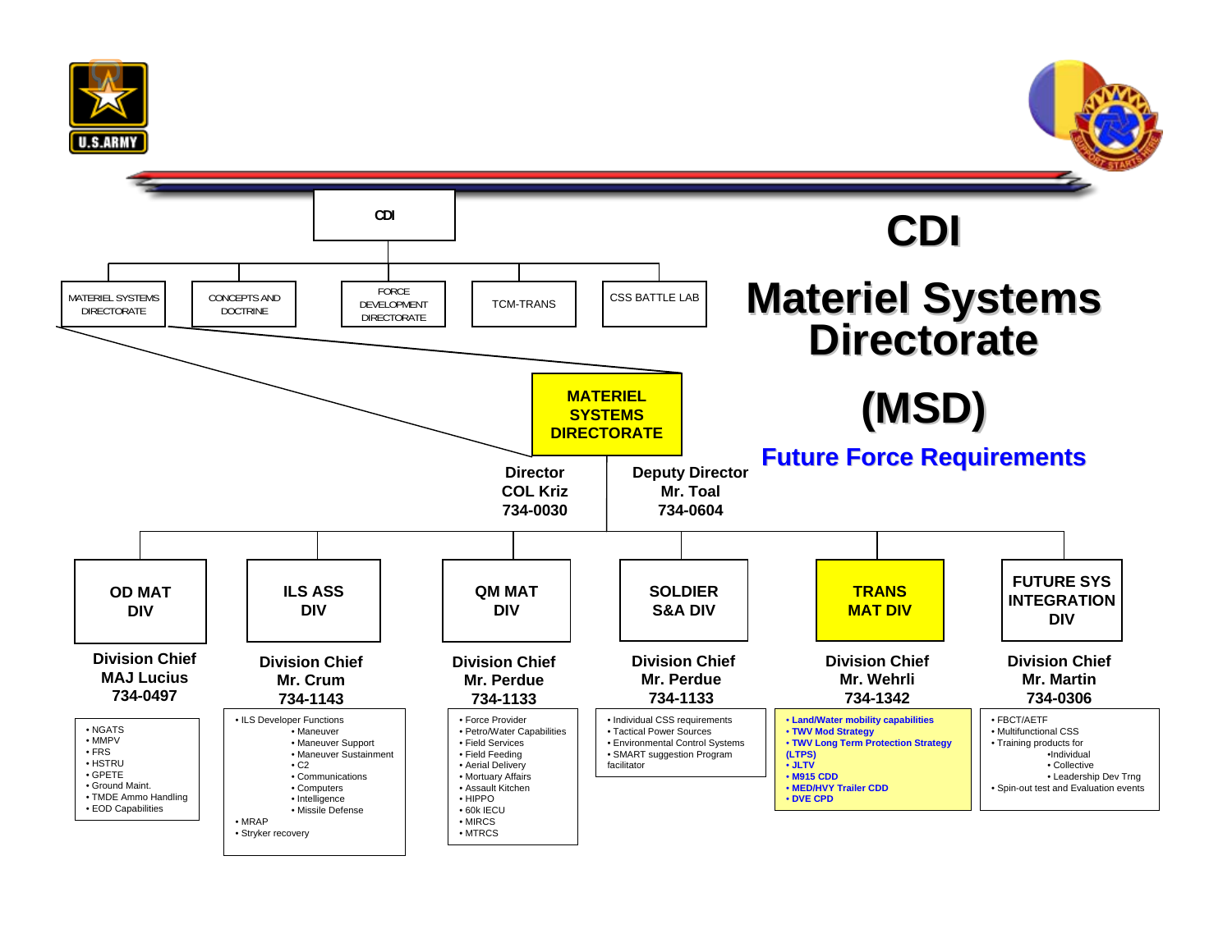# CDI

# Materiel Systems Directorate

# (MSD)

## Future Force Requirements

CDI

- MATERIEL SYSTEMS DIRECTORATE
- CONCEPTS AND DOCTRINE
- FORCE DEVELOPMENT DIRECTORATE
- TCM-TRANS
- CSS BATTLE LAB

**MATERIEL SYSTEMS DIRECTORATE**

**Director**
**COL Kriz**
**734-0030**

**Deputy Director**
**Mr. Toal**
**734-0604**

### OD MAT DIV

**Division Chief**
**MAJ Lucius**
**734-0497**

- NGATS
- MMPV
- FRS
- HSTRU
- GPETE
- Ground Maint.
- TMDE Ammo Handling
- EOD Capabilities

### ILS ASS DIV

**Division Chief**
**Mr. Crum**
**734-1143**

- ILS Developer Functions
  - Maneuver
  - Maneuver Support
  - Maneuver Sustainment
  - C2
  - Communications
  - Computers
  - Intelligence
  - Missile Defense
- MRAP
- Stryker recovery

### QM MAT DIV

**Division Chief**
**Mr. Perdue**
**734-1133**

- Force Provider
- Petro/Water Capabilities
- Field Services
- Field Feeding
- Aerial Delivery
- Mortuary Affairs
- Assault Kitchen
- HIPPO
- 60k IECU
- MIRCS
- MTRCS

### SOLDIER S&A DIV

**Division Chief**
**Mr. Perdue**
**734-1133**

- Individual CSS requirements
- Tactical Power Sources
- Environmental Control Systems
- SMART suggestion Program facilitator

### TRANS MAT DIV

**Division Chief**
**Mr. Wehrli**
**734-1342**

- Land/Water mobility capabilities
- TWV Mod Strategy
- TWV Long Term Protection Strategy (LTPS)
- JLTV
- M915 CDD
- MED/HVY Trailer CDD
- DVE CPD

### FUTURE SYS INTEGRATION DIV

**Division Chief**
**Mr. Martin**
**734-0306**

- FBCT/AETF
- Multifunctional CSS
- Training products for
  - Individual
  - Collective
  - Leadership Dev Trng
- Spin-out test and Evaluation events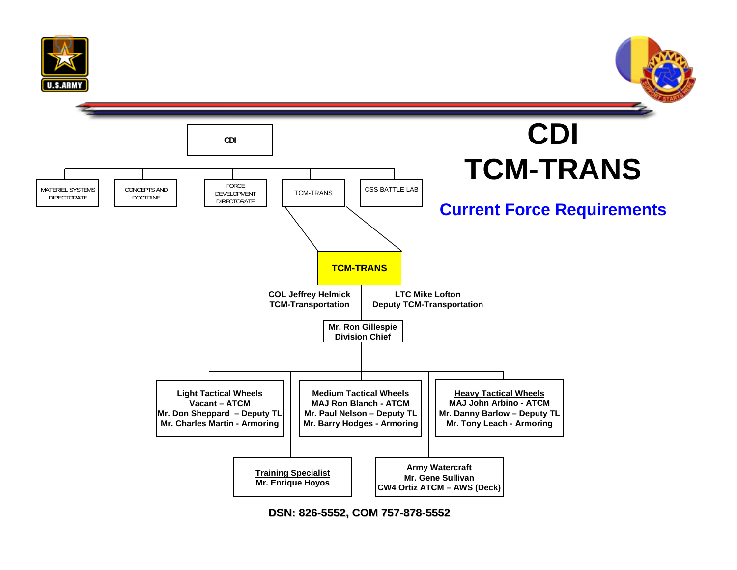# CDI TCM-TRANS

## Current Force Requirements

**CDI**

- MATERIEL SYSTEMS DIRECTORATE
- CONCEPTS AND DOCTRINE
- FORCE DEVELOPMENT DIRECTORATE
- TCM-TRANS
- CSS BATTLE LAB

**TCM-TRANS**

**COL Jeffrey Helmick**
**TCM-Transportation**

**LTC Mike Lofton**
**Deputy TCM-Transportation**

**Mr. Ron Gillespie**
**Division Chief**

**Light Tactical Wheels**
Vacant – ATCM
Mr. Don Sheppard – Deputy TL
Mr. Charles Martin - Armoring

**Medium Tactical Wheels**
MAJ Ron Blanch - ATCM
Mr. Paul Nelson – Deputy TL
Mr. Barry Hodges - Armoring

**Heavy Tactical Wheels**
MAJ John Arbino - ATCM
Mr. Danny Barlow – Deputy TL
Mr. Tony Leach - Armoring

**Training Specialist**
Mr. Enrique Hoyos

**Army Watercraft**
Mr. Gene Sullivan
CW4 Ortiz ATCM – AWS (Deck)

**DSN: 826-5552, COM 757-878-5552**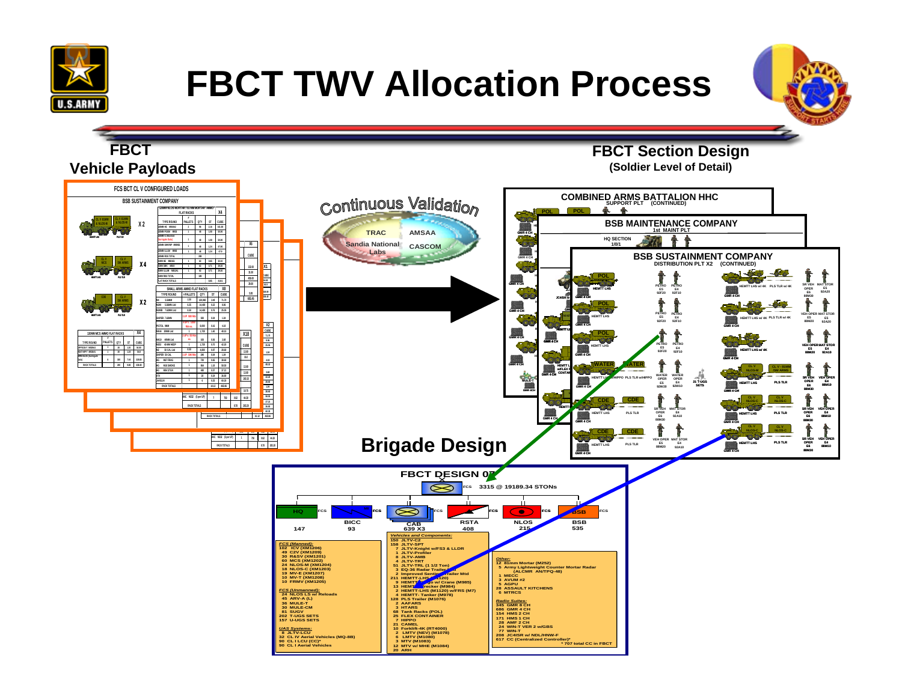# FBCT TWV Allocation Process

## FBCT Vehicle Payloads

FCS BCT CL V CONFIGURED LOADS

BSB SUSTAINMENT COMPANY

Continuous Validation

- TRAC
- AMSAA
- Sandia National Labs
- CASCOM

## FBCT Section Design

**(Soldier Level of Detail)**

COMBINED ARMS BATTALION HHC
SUPPORT PLT (CONTINUED)

BSB MAINTENANCE COMPANY
1st MAINT PLT

BSB SUSTAINMENT COMPANY
DISTRIBUTION PLT X2 (CONTINUED)

## Brigade Design

**FBCT DESIGN 07**

FCS 3315 @ 19189.34 STONs

| HQ | BICC | CAB | RSTA | NLOS | BSB |
|---|---|---|---|---|---|
| 147 | 93 | 639 X3 | 408 | 215 | 535 |

*FCS (Manned):*
- 102 ICV (XM1206)
- 49 C2V (XM1209)
- 30 R&SV (XM1201)
- 60 MCS (XM1202)
- 24 NLOS-M (XM1204)
- 18 NLOS-C (XM1203)
- 19 MV-E (XM1207)
- 10 MV-T (XM1208)
- 10 FRMV (XM1205)

*FCS (Unmanned):*
- 24 NLOS LS w/ Reloads
- 45 ARV-A (L)
- 36 MULE-T
- 30 MULE-CM
- 81 SUGV
- 202 T-UGS SETS
- 157 U-UGS SETS

*UAS Systems:*
- 8 JLTV-LCU
- 32 CL IV Aerial Vehicles (MQ-8B)
- 90 CL I LCU (CC)*
- 90 CL I Aerial Vehicles

*Vehicles and Components:*
- 150 JLTV-C2
- 158 JLTV-SPT
- 7 JLTV-Knight w/FS3 & LLDR
- 1 JLTV-Profiler
- 8 JLTV-AMB
- 4 JLTV-TRT
- 51 JLTV-TRL (1 1/2 Ton)
- 3 EQ-36 Radar Trailer Mtd
- 2 Improved Sentinel Trailer Mtd
- 211 HEMTT-LHS (M1120)
- 9 HEMTT Cargo w/ Crane (M985)
- 13 HEMTT Wrecker (M984)
- 2 HEMTT-LHS (M1120) w/FRS (M7)
- 4 HEMTT- Tanker (M978)
- 128 PLS Trailer (M1076)
- 2 AAFARS
- 3 HTARS
- 68 Tank Racks (POL)
- 25 FLEX CONTAINER
- 7 HIPPO
- 21 CAMEL
- 10 Forklift-4K (RT4000)
- 2 LMTV (NEV) (M1078)
- 6 LMTV (M1080)
- 3 MTV (M1083)
- 12 MTV w/ MHE (M1084)
- 20 ARH

*Other:*
- 12 81mm Mortar (M252)
- 5 Army Lightweight Counter Mortar Radar (ALCMR AN/TPQ-48)
- 1 MECC
- 3 AVUM #2
- 5 AGPU
- 28 ASSAULT KITCHENS
- 6 MTRCS

*Radio Suites:*
- 345 GMR 8 CH
- 686 GMR 4 CH
- 154 HMS 2 CH
- 171 HMS 1 CH
- 28 AMF 2 CH
- 24 WIN-T VER 2 w/GBS
- 77 WIN-T
- 208 JC4ISR w/ NDL/HNW-F
- 617 CC (Centralized Controller)*

* 707 total CC in FBCT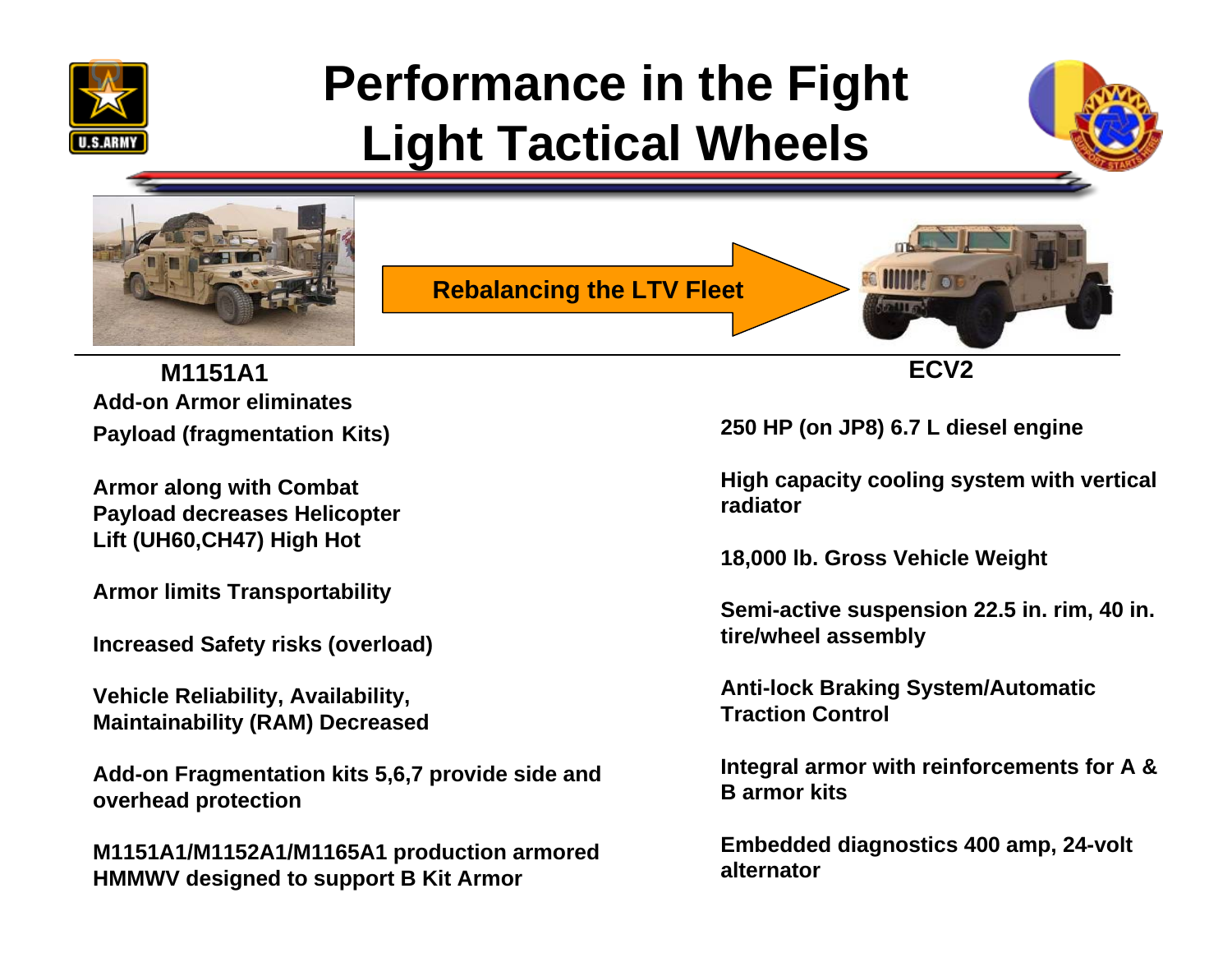# Performance in the Fight
# Light Tactical Wheels

**Rebalancing the LTV Fleet**

## M1151A1

**Add-on Armor eliminates Payload (fragmentation Kits)**

**Armor along with Combat Payload decreases Helicopter Lift (UH60,CH47) High Hot**

**Armor limits Transportability**

**Increased Safety risks (overload)**

**Vehicle Reliability, Availability, Maintainability (RAM) Decreased**

**Add-on Fragmentation kits 5,6,7 provide side and overhead protection**

**M1151A1/M1152A1/M1165A1 production armored HMMWV designed to support B Kit Armor**

## ECV2

**250 HP (on JP8) 6.7 L diesel engine**

**High capacity cooling system with vertical radiator**

**18,000 lb. Gross Vehicle Weight**

**Semi-active suspension 22.5 in. rim, 40 in. tire/wheel assembly**

**Anti-lock Braking System/Automatic Traction Control**

**Integral armor with reinforcements for A & B armor kits**

**Embedded diagnostics 400 amp, 24-volt alternator**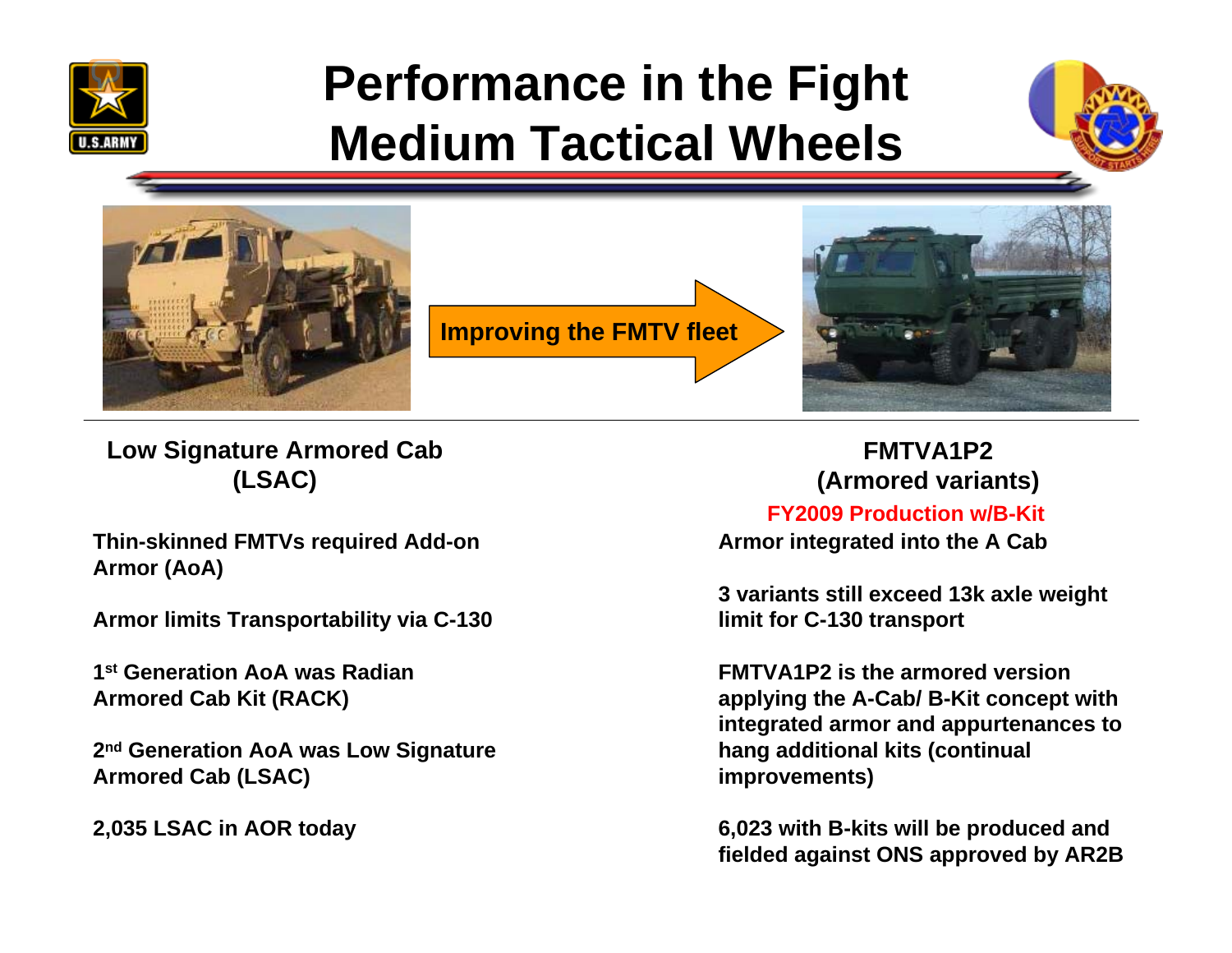# Performance in the Fight
# Medium Tactical Wheels

**Improving the FMTV fleet**

## Low Signature Armored Cab (LSAC)

**Thin-skinned FMTVs required Add-on Armor (AoA)**

**Armor limits Transportability via C-130**

**1st Generation AoA was Radian Armored Cab Kit (RACK)**

**2nd Generation AoA was Low Signature Armored Cab (LSAC)**

**2,035 LSAC in AOR today**

## FMTVA1P2 (Armored variants)

**FY2009 Production w/B-Kit**

**Armor integrated into the A Cab**

**3 variants still exceed 13k axle weight limit for C-130 transport**

**FMTVA1P2 is the armored version applying the A-Cab/ B-Kit concept with integrated armor and appurtenances to hang additional kits (continual improvements)**

**6,023 with B-kits will be produced and fielded against ONS approved by AR2B**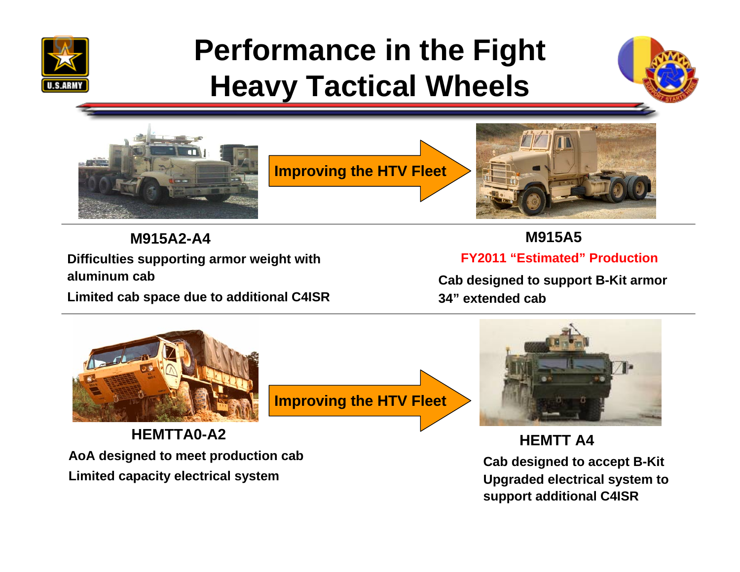# Performance in the Fight
# Heavy Tactical Wheels

Improving the HTV Fleet

**M915A2-A4**

**Difficulties supporting armor weight with aluminum cab**

**Limited cab space due to additional C4ISR**

**M915A5**

**FY2011 "Estimated" Production**

**Cab designed to support B-Kit armor**

**34" extended cab**

Improving the HTV Fleet

**HEMTTA0-A2**

**AoA designed to meet production cab**

**Limited capacity electrical system**

**HEMTT A4**

**Cab designed to accept B-Kit**

**Upgraded electrical system to support additional C4ISR**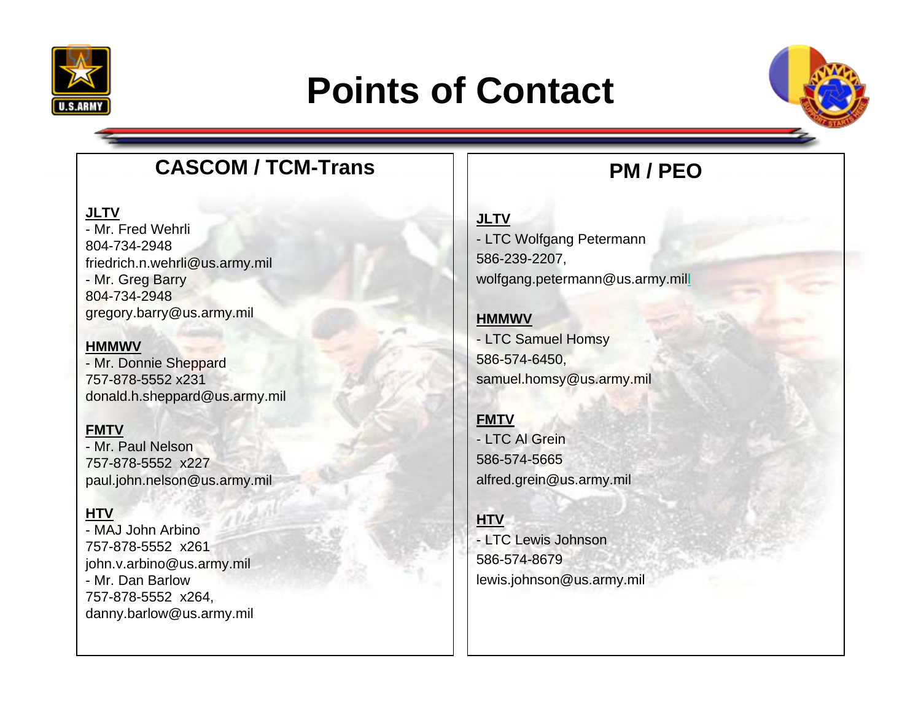# Points of Contact

## CASCOM / TCM-Trans

**JLTV**
- Mr. Fred Wehrli
804-734-2948
friedrich.n.wehrli@us.army.mil
- Mr. Greg Barry
804-734-2948
gregory.barry@us.army.mil

**HMMWV**
- Mr. Donnie Sheppard
757-878-5552 x231
donald.h.sheppard@us.army.mil

**FMTV**
- Mr. Paul Nelson
757-878-5552 x227
paul.john.nelson@us.army.mil

**HTV**
- MAJ John Arbino
757-878-5552 x261
john.v.arbino@us.army.mil
- Mr. Dan Barlow
757-878-5552 x264,
danny.barlow@us.army.mil

## PM / PEO

**JLTV**
- LTC Wolfgang Petermann
586-239-2207,
wolfgang.petermann@us.army.mill

**HMMWV**
- LTC Samuel Homsy
586-574-6450,
samuel.homsy@us.army.mil

**FMTV**
- LTC Al Grein
586-574-5665
alfred.grein@us.army.mil

**HTV**
- LTC Lewis Johnson
586-574-8679
lewis.johnson@us.army.mil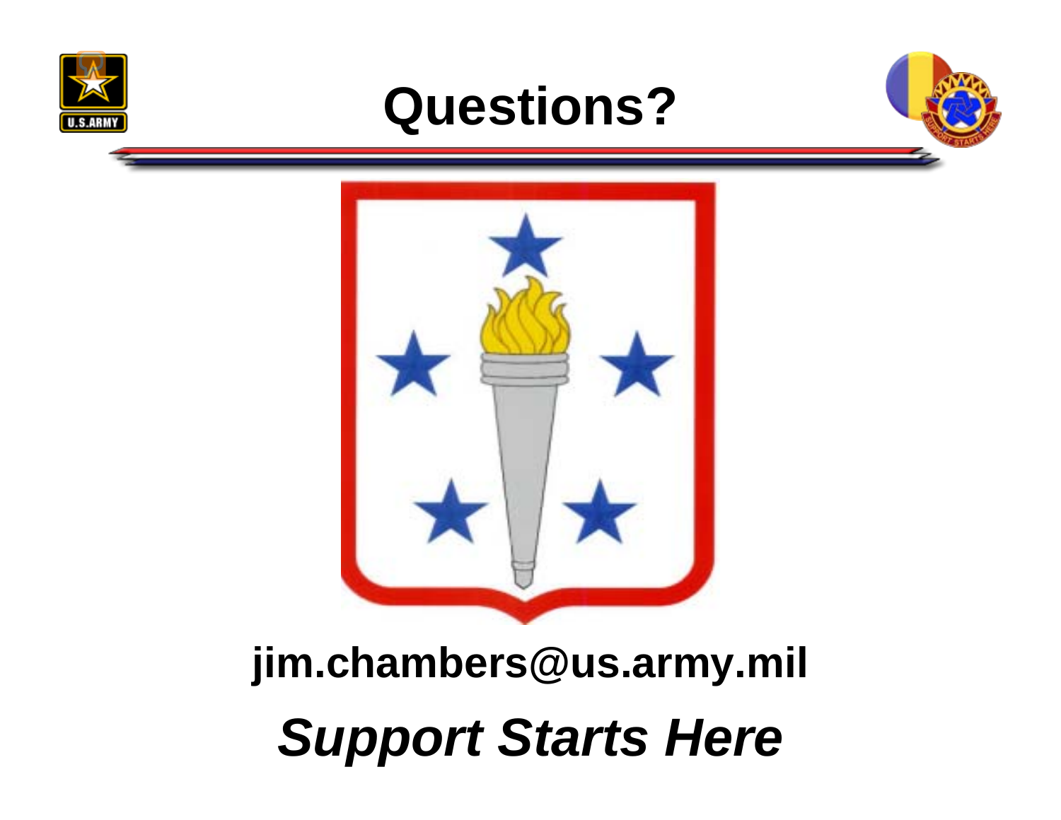# Questions?

**jim.chambers@us.army.mil**

***Support Starts Here***